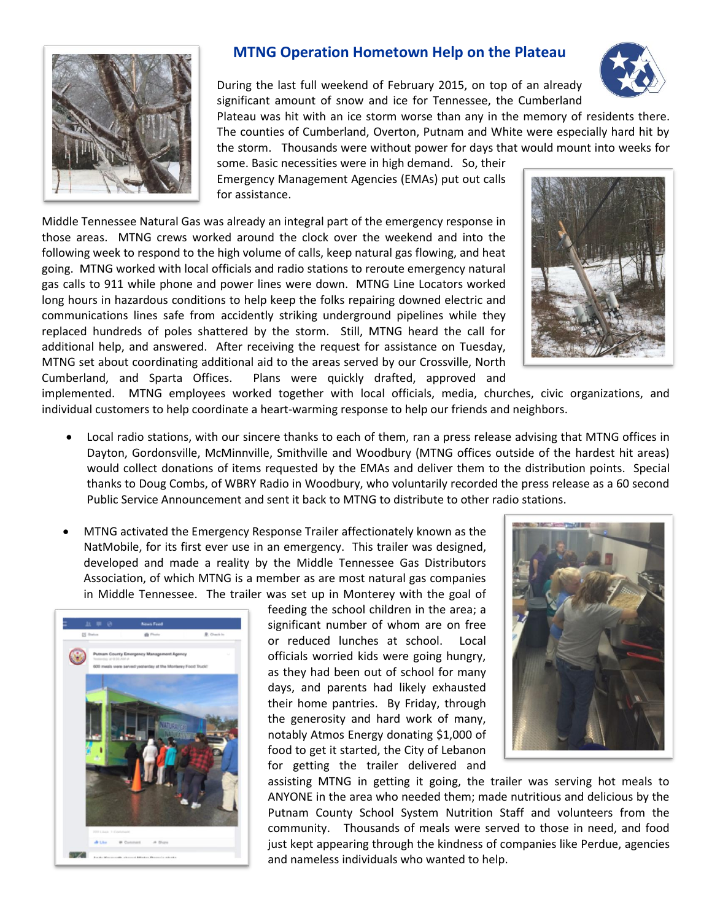## MTNG Operation Hometown Help on the Plateau

During the last full weekend of February 2015, on top of an already significant amount of snow and ice for Tennessee, the Cumberland Plateau was hit with an ice storm worse than any in the memory of residents there. The counties of Cumberland, Overton, Putnam and White were especially hard hit by the storm. Thousands were without power for days that would mount into weeks for some. Basic necessities were in high demand. So, their Emergency Management Agencies (EMAs) put out calls for assistance.

Middle Tennessee Natural Gas was already an integral part of the emergency response in those areas. MTNG crews worked around the clock over the weekend and into the following week to respond to the high volume of calls, keep natural gas flowing, and heat going. MTNG worked with local officials and radio stations to reroute emergency natural gas calls to 911 while phone and power lines were down. MTNG Line Locators worked long hours in hazardous conditions to help keep the folks repairing downed electric and communications lines safe from accidently striking underground pipelines while they replaced hundreds of poles shattered by the storm. Still, MTNG heard the call for additional help, and answered. After receiving the request for assistance on Tuesday, MTNG set about coordinating additional aid to the areas served by our Crossville, North Cumberland, and Sparta Offices. Plans were quickly drafted, approved and implemented. MTNG employees worked together with local officials, media, churches, civic organizations, and individual customers to help coordinate a heart-warming response to help our friends and neighbors.

- Local radio stations, with our sincere thanks to each of them, ran a press release advising that MTNG offices in Dayton, Gordonsville, McMinnville, Smithville and Woodbury (MTNG offices outside of the hardest hit areas) would collect donations of items requested by the EMAs and deliver them to the distribution points. Special thanks to Doug Combs, of WBRY Radio in Woodbury, who voluntarily recorded the press release as a 60 second Public Service Announcement and sent it back to MTNG to distribute to other radio stations.

- MTNG activated the Emergency Response Trailer affectionately known as the NatMobile, for its first ever use in an emergency. This trailer was designed, developed and made a reality by the Middle Tennessee Gas Distributors Association, of which MTNG is a member as are most natural gas companies in Middle Tennessee. The trailer was set up in Monterey with the goal of feeding the school children in the area; a significant number of whom are on free or reduced lunches at school. Local officials worried kids were going hungry, as they had been out of school for many days, and parents had likely exhausted their home pantries. By Friday, through the generosity and hard work of many, notably Atmos Energy donating $1,000 of food to get it started, the City of Lebanon for getting the trailer delivered and assisting MTNG in getting it going, the trailer was serving hot meals to ANYONE in the area who needed them; made nutritious and delicious by the Putnam County School System Nutrition Staff and volunteers from the community. Thousands of meals were served to those in need, and food just kept appearing through the kindness of companies like Perdue, agencies and nameless individuals who wanted to help.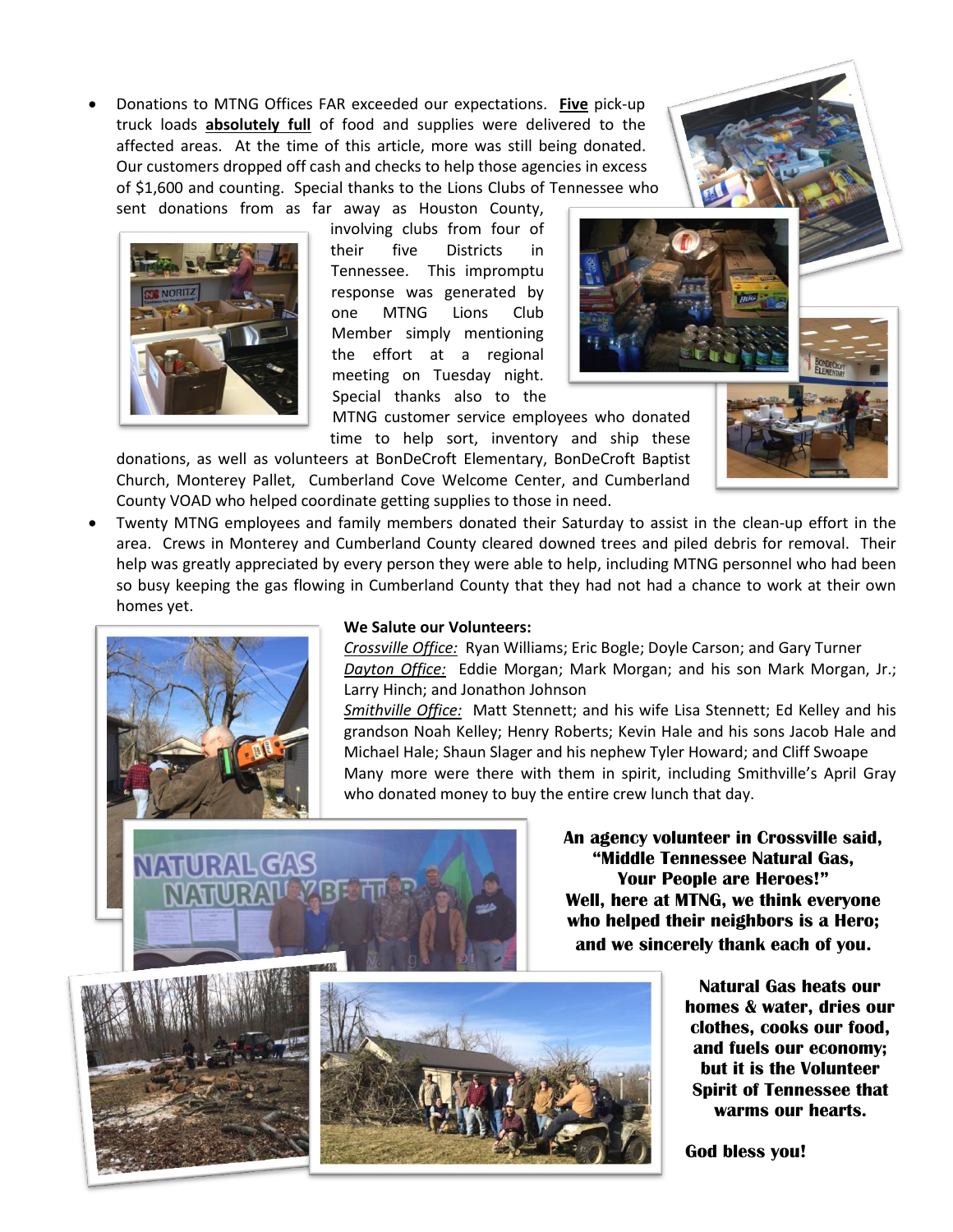- Donations to MTNG Offices FAR exceeded our expectations. **Five** pick-up truck loads **absolutely full** of food and supplies were delivered to the affected areas. At the time of this article, more was still being donated. Our customers dropped off cash and checks to help those agencies in excess of $1,600 and counting. Special thanks to the Lions Clubs of Tennessee who sent donations from as far away as Houston County, involving clubs from four of their five Districts in Tennessee. This impromptu response was generated by one MTNG Lions Club Member simply mentioning the effort at a regional meeting on Tuesday night. Special thanks also to the MTNG customer service employees who donated time to help sort, inventory and ship these donations, as well as volunteers at BonDeCroft Elementary, BonDeCroft Baptist Church, Monterey Pallet, Cumberland Cove Welcome Center, and Cumberland County VOAD who helped coordinate getting supplies to those in need.
- Twenty MTNG employees and family members donated their Saturday to assist in the clean-up effort in the area. Crews in Monterey and Cumberland County cleared downed trees and piled debris for removal. Their help was greatly appreciated by every person they were able to help, including MTNG personnel who had been so busy keeping the gas flowing in Cumberland County that they had not had a chance to work at their own homes yet.

**We Salute our Volunteers:**

*Crossville Office:* Ryan Williams; Eric Bogle; Doyle Carson; and Gary Turner

*Dayton Office:* Eddie Morgan; Mark Morgan; and his son Mark Morgan, Jr.; Larry Hinch; and Jonathon Johnson

*Smithville Office:* Matt Stennett; and his wife Lisa Stennett; Ed Kelley and his grandson Noah Kelley; Henry Roberts; Kevin Hale and his sons Jacob Hale and Michael Hale; Shaun Slager and his nephew Tyler Howard; and Cliff Swoape

Many more were there with them in spirit, including Smithville's April Gray who donated money to buy the entire crew lunch that day.

**An agency volunteer in Crossville said, "Middle Tennessee Natural Gas, Your People are Heroes!" Well, here at MTNG, we think everyone who helped their neighbors is a Hero; and we sincerely thank each of you.**

**Natural Gas heats our homes & water, dries our clothes, cooks our food, and fuels our economy; but it is the Volunteer Spirit of Tennessee that warms our hearts.**

**God bless you!**